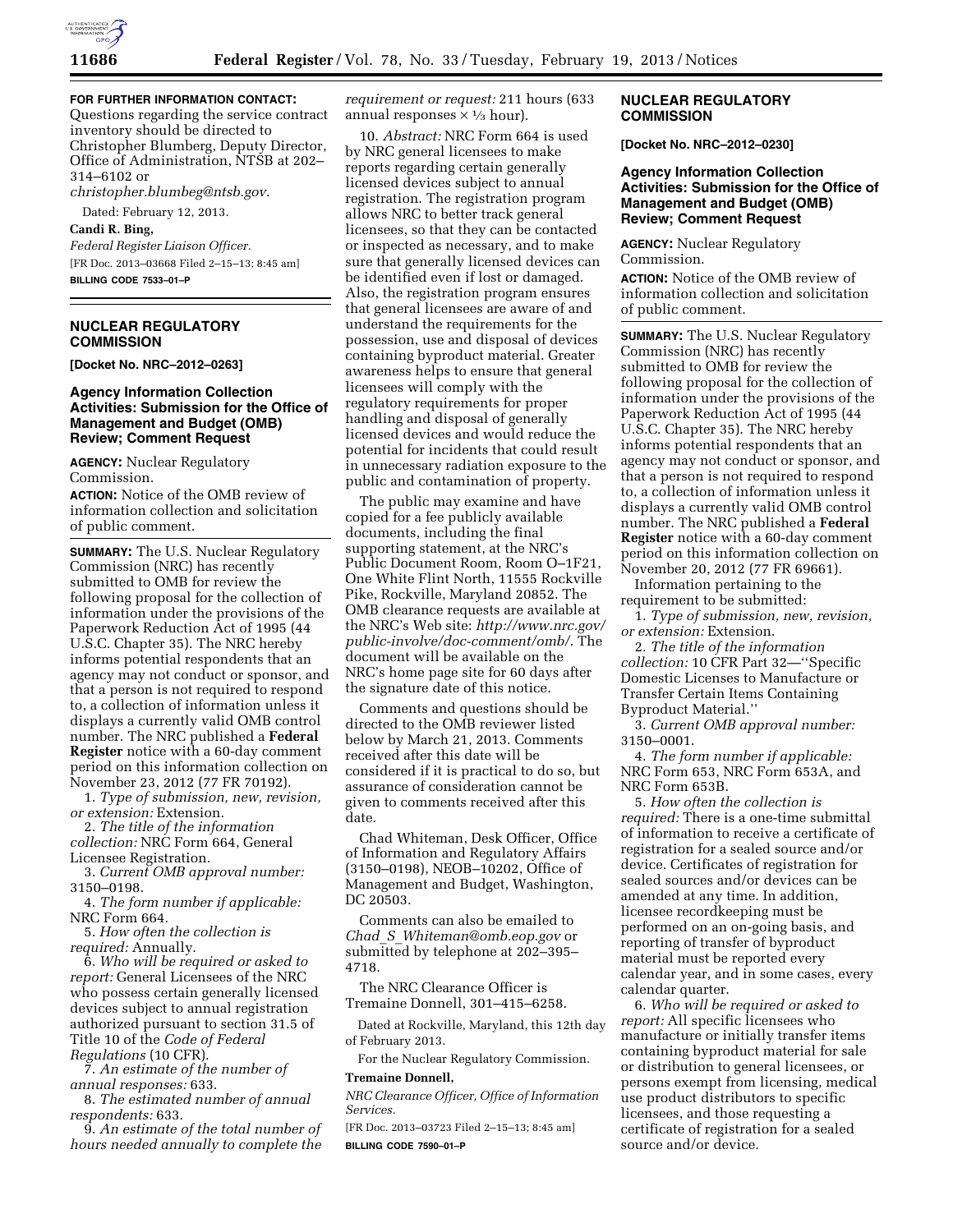**FOR FURTHER INFORMATION CONTACT:** Questions regarding the service contract inventory should be directed to Christopher Blumberg, Deputy Director, Office of Administration, NTSB at 202–314–6102 or *christopher.blumbeg@ntsb.gov*.

Dated: February 12, 2013.

**Candi R. Bing,**

*Federal Register Liaison Officer.*

[FR Doc. 2013–03668 Filed 2–15–13; 8:45 am]

**BILLING CODE 7533–01–P**

## NUCLEAR REGULATORY COMMISSION

**[Docket No. NRC–2012–0263]**

### Agency Information Collection Activities: Submission for the Office of Management and Budget (OMB) Review; Comment Request

**AGENCY:** Nuclear Regulatory Commission.

**ACTION:** Notice of the OMB review of information collection and solicitation of public comment.

**SUMMARY:** The U.S. Nuclear Regulatory Commission (NRC) has recently submitted to OMB for review the following proposal for the collection of information under the provisions of the Paperwork Reduction Act of 1995 (44 U.S.C. Chapter 35). The NRC hereby informs potential respondents that an agency may not conduct or sponsor, and that a person is not required to respond to, a collection of information unless it displays a currently valid OMB control number. The NRC published a **Federal Register** notice with a 60-day comment period on this information collection on November 23, 2012 (77 FR 70192).

1. *Type of submission, new, revision, or extension:* Extension.

2. *The title of the information collection:* NRC Form 664, General Licensee Registration.

3. *Current OMB approval number:* 3150–0198.

4. *The form number if applicable:* NRC Form 664.

5. *How often the collection is required:* Annually.

6. *Who will be required or asked to report:* General Licensees of the NRC who possess certain generally licensed devices subject to annual registration authorized pursuant to section 31.5 of Title 10 of the *Code of Federal Regulations* (10 CFR).

7. *An estimate of the number of annual responses:* 633.

8. *The estimated number of annual respondents:* 633.

9. *An estimate of the total number of hours needed annually to complete the requirement or request:* 211 hours (633 annual responses × 1/3 hour).

10. *Abstract:* NRC Form 664 is used by NRC general licensees to make reports regarding certain generally licensed devices subject to annual registration. The registration program allows NRC to better track general licensees, so that they can be contacted or inspected as necessary, and to make sure that generally licensed devices can be identified even if lost or damaged. Also, the registration program ensures that general licensees are aware of and understand the requirements for the possession, use and disposal of devices containing byproduct material. Greater awareness helps to ensure that general licensees will comply with the regulatory requirements for proper handling and disposal of generally licensed devices and would reduce the potential for incidents that could result in unnecessary radiation exposure to the public and contamination of property.

The public may examine and have copied for a fee publicly available documents, including the final supporting statement, at the NRC's Public Document Room, Room O–1F21, One White Flint North, 11555 Rockville Pike, Rockville, Maryland 20852. The OMB clearance requests are available at the NRC's Web site: *http://www.nrc.gov/public-involve/doc-comment/omb/*. The document will be available on the NRC's home page site for 60 days after the signature date of this notice.

Comments and questions should be directed to the OMB reviewer listed below by March 21, 2013. Comments received after this date will be considered if it is practical to do so, but assurance of consideration cannot be given to comments received after this date.

Chad Whiteman, Desk Officer, Office of Information and Regulatory Affairs (3150–0198), NEOB–10202, Office of Management and Budget, Washington, DC 20503.

Comments can also be emailed to *Chad_S_Whiteman@omb.eop.gov* or submitted by telephone at 202–395–4718.

The NRC Clearance Officer is Tremaine Donnell, 301–415–6258.

Dated at Rockville, Maryland, this 12th day of February 2013.

For the Nuclear Regulatory Commission.

**Tremaine Donnell,**

*NRC Clearance Officer, Office of Information Services.*

[FR Doc. 2013–03723 Filed 2–15–13; 8:45 am]

**BILLING CODE 7590–01–P**

## NUCLEAR REGULATORY COMMISSION

**[Docket No. NRC–2012–0230]**

### Agency Information Collection Activities: Submission for the Office of Management and Budget (OMB) Review; Comment Request

**AGENCY:** Nuclear Regulatory Commission.

**ACTION:** Notice of the OMB review of information collection and solicitation of public comment.

**SUMMARY:** The U.S. Nuclear Regulatory Commission (NRC) has recently submitted to OMB for review the following proposal for the collection of information under the provisions of the Paperwork Reduction Act of 1995 (44 U.S.C. Chapter 35). The NRC hereby informs potential respondents that an agency may not conduct or sponsor, and that a person is not required to respond to, a collection of information unless it displays a currently valid OMB control number. The NRC published a **Federal Register** notice with a 60-day comment period on this information collection on November 20, 2012 (77 FR 69661).

Information pertaining to the requirement to be submitted:

1. *Type of submission, new, revision, or extension:* Extension.

2. *The title of the information collection:* 10 CFR Part 32—''Specific Domestic Licenses to Manufacture or Transfer Certain Items Containing Byproduct Material.''

3. *Current OMB approval number:* 3150–0001.

4. *The form number if applicable:* NRC Form 653, NRC Form 653A, and NRC Form 653B.

5. *How often the collection is required:* There is a one-time submittal of information to receive a certificate of registration for a sealed source and/or device. Certificates of registration for sealed sources and/or devices can be amended at any time. In addition, licensee recordkeeping must be performed on an on-going basis, and reporting of transfer of byproduct material must be reported every calendar year, and in some cases, every calendar quarter.

6. *Who will be required or asked to report:* All specific licensees who manufacture or initially transfer items containing byproduct material for sale or distribution to general licensees, or persons exempt from licensing, medical use product distributors to specific licensees, and those requesting a certificate of registration for a sealed source and/or device.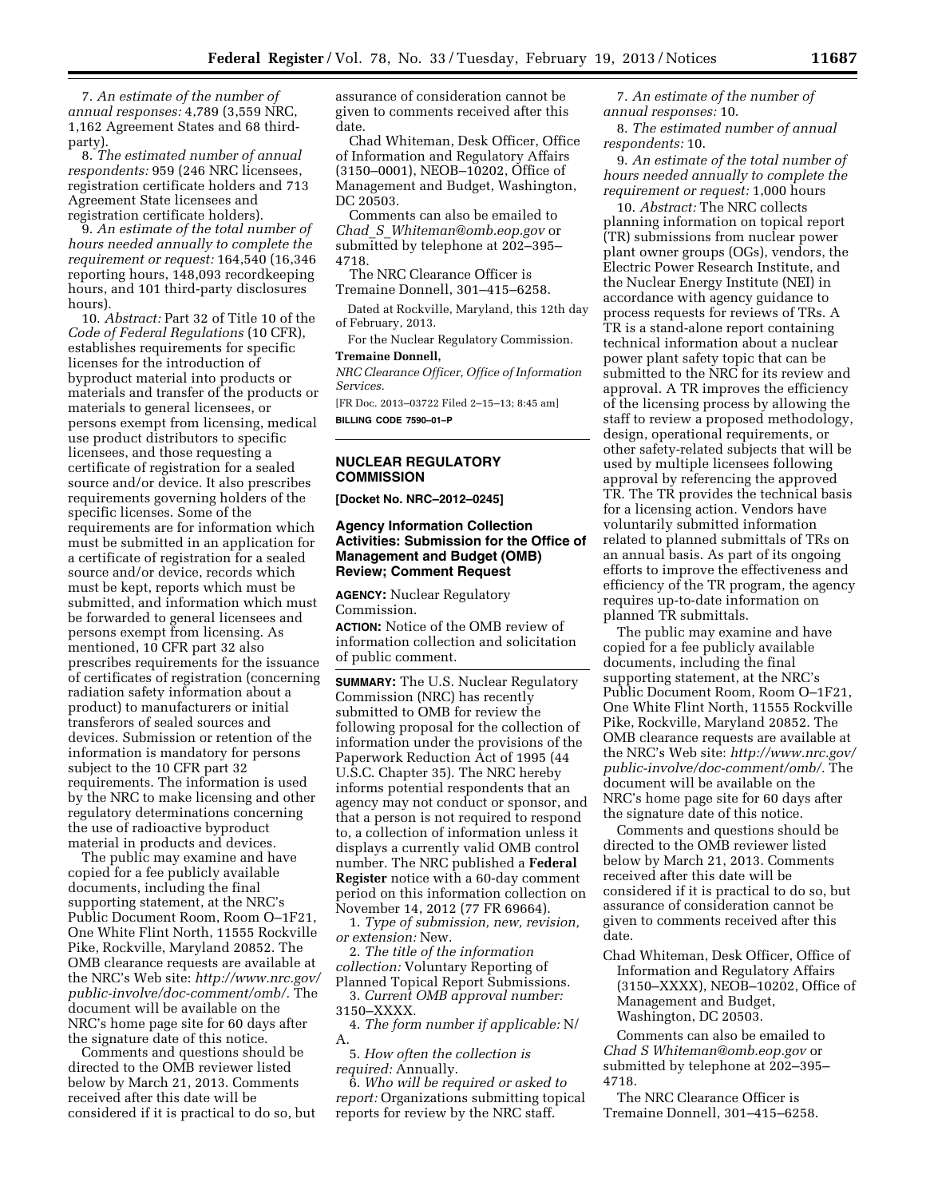7. *An estimate of the number of annual responses:* 4,789 (3,559 NRC, 1,162 Agreement States and 68 third-party).

8. *The estimated number of annual respondents:* 959 (246 NRC licensees, registration certificate holders and 713 Agreement State licensees and registration certificate holders).

9. *An estimate of the total number of hours needed annually to complete the requirement or request:* 164,540 (16,346 reporting hours, 148,093 recordkeeping hours, and 101 third-party disclosures hours).

10. *Abstract:* Part 32 of Title 10 of the *Code of Federal Regulations* (10 CFR), establishes requirements for specific licenses for the introduction of byproduct material into products or materials and transfer of the products or materials to general licensees, or persons exempt from licensing, medical use product distributors to specific licensees, and those requesting a certificate of registration for a sealed source and/or device. It also prescribes requirements governing holders of the specific licenses. Some of the requirements are for information which must be submitted in an application for a certificate of registration for a sealed source and/or device, records which must be kept, reports which must be submitted, and information which must be forwarded to general licensees and persons exempt from licensing. As mentioned, 10 CFR part 32 also prescribes requirements for the issuance of certificates of registration (concerning radiation safety information about a product) to manufacturers or initial transferors of sealed sources and devices. Submission or retention of the information is mandatory for persons subject to the 10 CFR part 32 requirements. The information is used by the NRC to make licensing and other regulatory determinations concerning the use of radioactive byproduct material in products and devices.

The public may examine and have copied for a fee publicly available documents, including the final supporting statement, at the NRC's Public Document Room, Room O–1F21, One White Flint North, 11555 Rockville Pike, Rockville, Maryland 20852. The OMB clearance requests are available at the NRC's Web site: *http://www.nrc.gov/public-involve/doc-comment/omb/*. The document will be available on the NRC's home page site for 60 days after the signature date of this notice.

Comments and questions should be directed to the OMB reviewer listed below by March 21, 2013. Comments received after this date will be considered if it is practical to do so, but assurance of consideration cannot be given to comments received after this date.

Chad Whiteman, Desk Officer, Office of Information and Regulatory Affairs (3150–0001), NEOB–10202, Office of Management and Budget, Washington, DC 20503.

Comments can also be emailed to *Chad_S_Whiteman@omb.eop.gov* or submitted by telephone at 202–395–4718.

The NRC Clearance Officer is Tremaine Donnell, 301–415–6258.

Dated at Rockville, Maryland, this 12th day of February, 2013.

For the Nuclear Regulatory Commission.

**Tremaine Donnell,**

*NRC Clearance Officer, Office of Information Services.*

[FR Doc. 2013–03722 Filed 2–15–13; 8:45 am]

**BILLING CODE 7590–01–P**

## NUCLEAR REGULATORY COMMISSION

**[Docket No. NRC–2012–0245]**

### Agency Information Collection Activities: Submission for the Office of Management and Budget (OMB) Review; Comment Request

**AGENCY:** Nuclear Regulatory Commission.

**ACTION:** Notice of the OMB review of information collection and solicitation of public comment.

**SUMMARY:** The U.S. Nuclear Regulatory Commission (NRC) has recently submitted to OMB for review the following proposal for the collection of information under the provisions of the Paperwork Reduction Act of 1995 (44 U.S.C. Chapter 35). The NRC hereby informs potential respondents that an agency may not conduct or sponsor, and that a person is not required to respond to, a collection of information unless it displays a currently valid OMB control number. The NRC published a **Federal Register** notice with a 60-day comment period on this information collection on November 14, 2012 (77 FR 69664).

1. *Type of submission, new, revision, or extension:* New.

2. *The title of the information collection:* Voluntary Reporting of Planned Topical Report Submissions.

3. *Current OMB approval number:* 3150–XXXX.

4. *The form number if applicable:* N/A.

5. *How often the collection is required:* Annually.

6. *Who will be required or asked to report:* Organizations submitting topical reports for review by the NRC staff.

7. *An estimate of the number of annual responses:* 10.

8. *The estimated number of annual respondents:* 10.

9. *An estimate of the total number of hours needed annually to complete the requirement or request:* 1,000 hours

10. *Abstract:* The NRC collects planning information on topical report (TR) submissions from nuclear power plant owner groups (OGs), vendors, the Electric Power Research Institute, and the Nuclear Energy Institute (NEI) in accordance with agency guidance to process requests for reviews of TRs. A TR is a stand-alone report containing technical information about a nuclear power plant safety topic that can be submitted to the NRC for its review and approval. A TR improves the efficiency of the licensing process by allowing the staff to review a proposed methodology, design, operational requirements, or other safety-related subjects that will be used by multiple licensees following approval by referencing the approved TR. The TR provides the technical basis for a licensing action. Vendors have voluntarily submitted information related to planned submittals of TRs on an annual basis. As part of its ongoing efforts to improve the effectiveness and efficiency of the TR program, the agency requires up-to-date information on planned TR submittals.

The public may examine and have copied for a fee publicly available documents, including the final supporting statement, at the NRC's Public Document Room, Room O–1F21, One White Flint North, 11555 Rockville Pike, Rockville, Maryland 20852. The OMB clearance requests are available at the NRC's Web site: *http://www.nrc.gov/public-involve/doc-comment/omb/*. The document will be available on the NRC's home page site for 60 days after the signature date of this notice.

Comments and questions should be directed to the OMB reviewer listed below by March 21, 2013. Comments received after this date will be considered if it is practical to do so, but assurance of consideration cannot be given to comments received after this date.

Chad Whiteman, Desk Officer, Office of Information and Regulatory Affairs (3150–XXXX), NEOB–10202, Office of Management and Budget, Washington, DC 20503.

Comments can also be emailed to *Chad S Whiteman@omb.eop.gov* or submitted by telephone at 202–395–4718.

The NRC Clearance Officer is Tremaine Donnell, 301–415–6258.